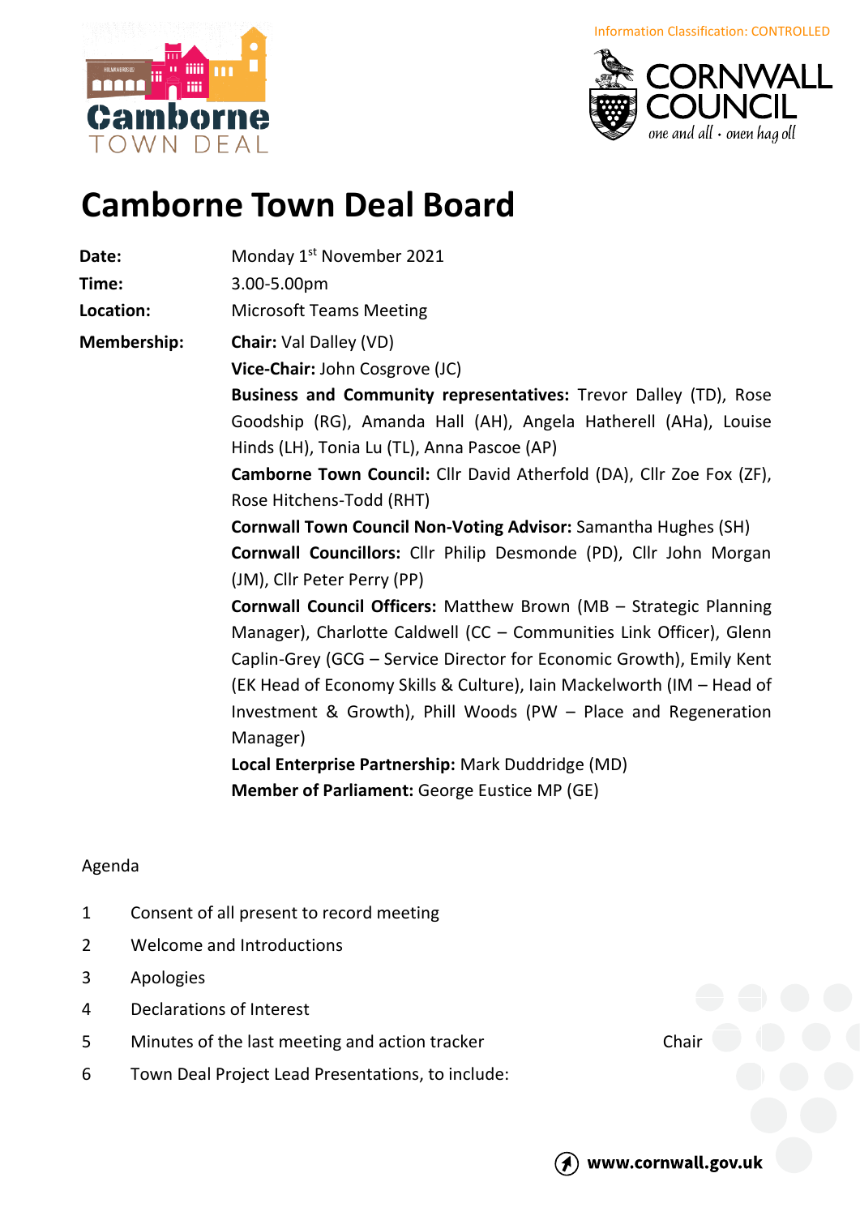Information Classification: CONTROLLED

# Camborne Town Deal Board

**Date:** Monday 1st November 2021

**Time:** 3.00-5.00pm

**Location:** Microsoft Teams Meeting

**Membership:**

**Chair:** Val Dalley (VD)

**Vice-Chair:** John Cosgrove (JC)

**Business and Community representatives:** Trevor Dalley (TD), Rose Goodship (RG), Amanda Hall (AH), Angela Hatherell (AHa), Louise Hinds (LH), Tonia Lu (TL), Anna Pascoe (AP)

**Camborne Town Council:** Cllr David Atherfold (DA), Cllr Zoe Fox (ZF), Rose Hitchens-Todd (RHT)

**Cornwall Town Council Non-Voting Advisor:** Samantha Hughes (SH)

**Cornwall Councillors:** Cllr Philip Desmonde (PD), Cllr John Morgan (JM), Cllr Peter Perry (PP)

**Cornwall Council Officers:** Matthew Brown (MB – Strategic Planning Manager), Charlotte Caldwell (CC – Communities Link Officer), Glenn Caplin-Grey (GCG – Service Director for Economic Growth), Emily Kent (EK Head of Economy Skills & Culture), Iain Mackelworth (IM – Head of Investment & Growth), Phill Woods (PW – Place and Regeneration Manager)

**Local Enterprise Partnership:** Mark Duddridge (MD)

**Member of Parliament:** George Eustice MP (GE)

Agenda

| | | |
|---|---|---|
| 1 | Consent of all present to record meeting | |
| 2 | Welcome and Introductions | |
| 3 | Apologies | |
| 4 | Declarations of Interest | |
| 5 | Minutes of the last meeting and action tracker | Chair |
| 6 | Town Deal Project Lead Presentations, to include: | |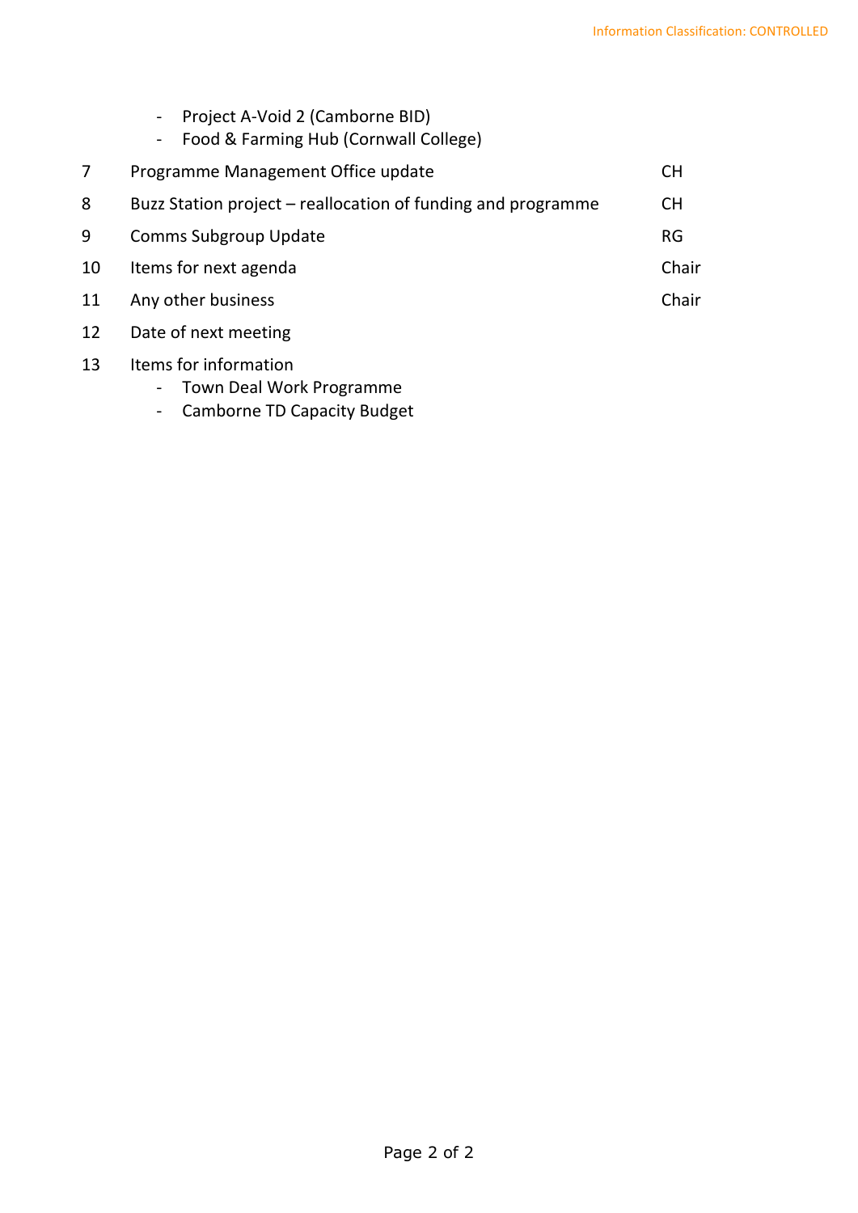- Project A-Void 2 (Camborne BID)
- Food & Farming Hub (Cornwall College)

| | | |
|---|---|---|
| 7 | Programme Management Office update | CH |
| 8 | Buzz Station project – reallocation of funding and programme | CH |
| 9 | Comms Subgroup Update | RG |
| 10 | Items for next agenda | Chair |
| 11 | Any other business | Chair |
| 12 | Date of next meeting | |
| 13 | Items for information<br>- Town Deal Work Programme<br>- Camborne TD Capacity Budget | |